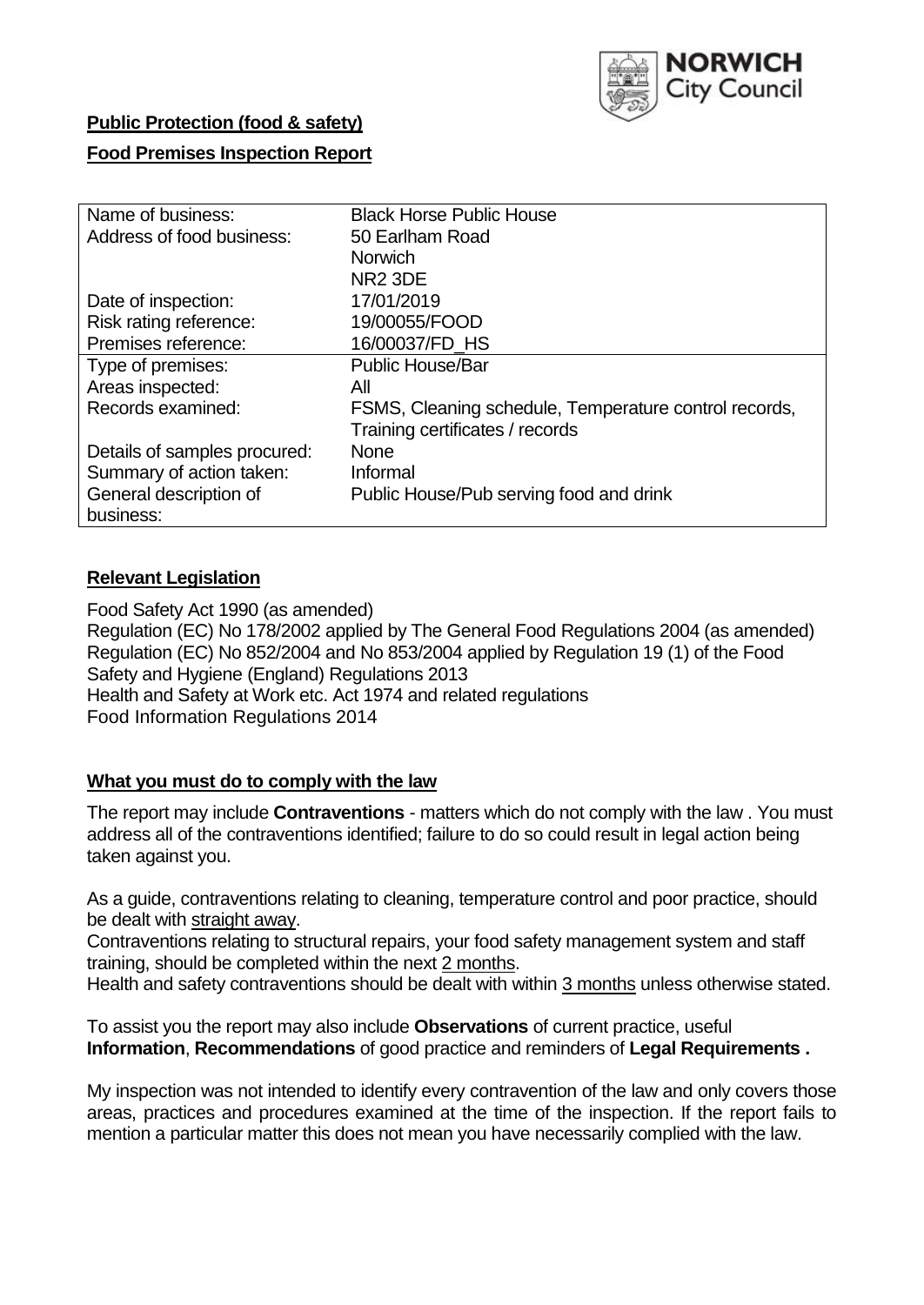NORWICH City Council

**Public Protection (food & safety)**

**Food Premises Inspection Report**

| Name of business: | Black Horse Public House |
|---|---|
| Address of food business: | 50 Earlham Road<br>Norwich<br>NR2 3DE |
| Date of inspection: | 17/01/2019 |
| Risk rating reference: | 19/00055/FOOD |
| Premises reference: | 16/00037/FD_HS |
| Type of premises: | Public House/Bar |
| Areas inspected: | All |
| Records examined: | FSMS, Cleaning schedule, Temperature control records, Training certificates / records |
| Details of samples procured: | None |
| Summary of action taken: | Informal |
| General description of business: | Public House/Pub serving food and drink |

## Relevant Legislation

Food Safety Act 1990 (as amended)
Regulation (EC) No 178/2002 applied by The General Food Regulations 2004 (as amended)
Regulation (EC) No 852/2004 and No 853/2004 applied by Regulation 19 (1) of the Food Safety and Hygiene (England) Regulations 2013
Health and Safety at Work etc. Act 1974 and related regulations
Food Information Regulations 2014

## What you must do to comply with the law

The report may include **Contraventions** - matters which do not comply with the law . You must address all of the contraventions identified; failure to do so could result in legal action being taken against you.

As a guide, contraventions relating to cleaning, temperature control and poor practice, should be dealt with straight away.
Contraventions relating to structural repairs, your food safety management system and staff training, should be completed within the next 2 months.
Health and safety contraventions should be dealt with within 3 months unless otherwise stated.

To assist you the report may also include **Observations** of current practice, useful **Information**, **Recommendations** of good practice and reminders of **Legal Requirements .**

My inspection was not intended to identify every contravention of the law and only covers those areas, practices and procedures examined at the time of the inspection. If the report fails to mention a particular matter this does not mean you have necessarily complied with the law.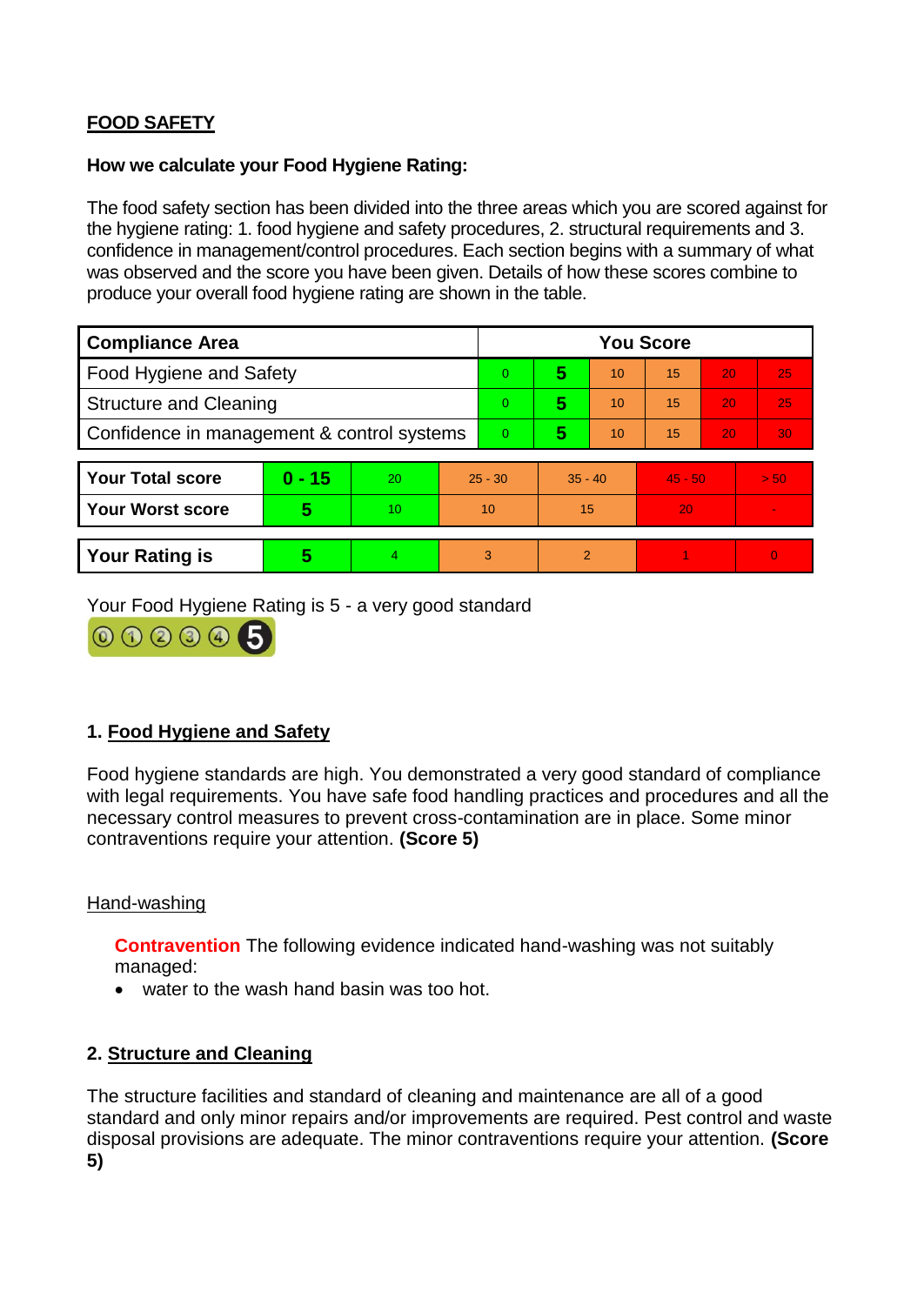**FOOD SAFETY**

**How we calculate your Food Hygiene Rating:**

The food safety section has been divided into the three areas which you are scored against for the hygiene rating: 1. food hygiene and safety procedures, 2. structural requirements and 3. confidence in management/control procedures. Each section begins with a summary of what was observed and the score you have been given. Details of how these scores combine to produce your overall food hygiene rating are shown in the table.

| Compliance Area | You Score | | | | | |
|---|---|---|---|---|---|---|
| Food Hygiene and Safety | 0 | **5** | 10 | 15 | 20 | 25 |
| Structure and Cleaning | 0 | **5** | 10 | 15 | 20 | 25 |
| Confidence in management & control systems | 0 | **5** | 10 | 15 | 20 | 30 |

| | | | | | | |
|---|---|---|---|---|---|---|
| **Your Total score** | **0 - 15** | 20 | 25 - 30 | 35 - 40 | 45 - 50 | > 50 |
| **Your Worst score** | **5** | 10 | 10 | 15 | 20 | - |

| | | | | | | |
|---|---|---|---|---|---|---|
| **Your Rating is** | **5** | 4 | 3 | 2 | 1 | 0 |

Your Food Hygiene Rating is 5 - a very good standard

## 1. Food Hygiene and Safety

Food hygiene standards are high. You demonstrated a very good standard of compliance with legal requirements. You have safe food handling practices and procedures and all the necessary control measures to prevent cross-contamination are in place. Some minor contraventions require your attention. **(Score 5)**

### Hand-washing

**Contravention** The following evidence indicated hand-washing was not suitably managed:

- water to the wash hand basin was too hot.

## 2. Structure and Cleaning

The structure facilities and standard of cleaning and maintenance are all of a good standard and only minor repairs and/or improvements are required. Pest control and waste disposal provisions are adequate. The minor contraventions require your attention. **(Score 5)**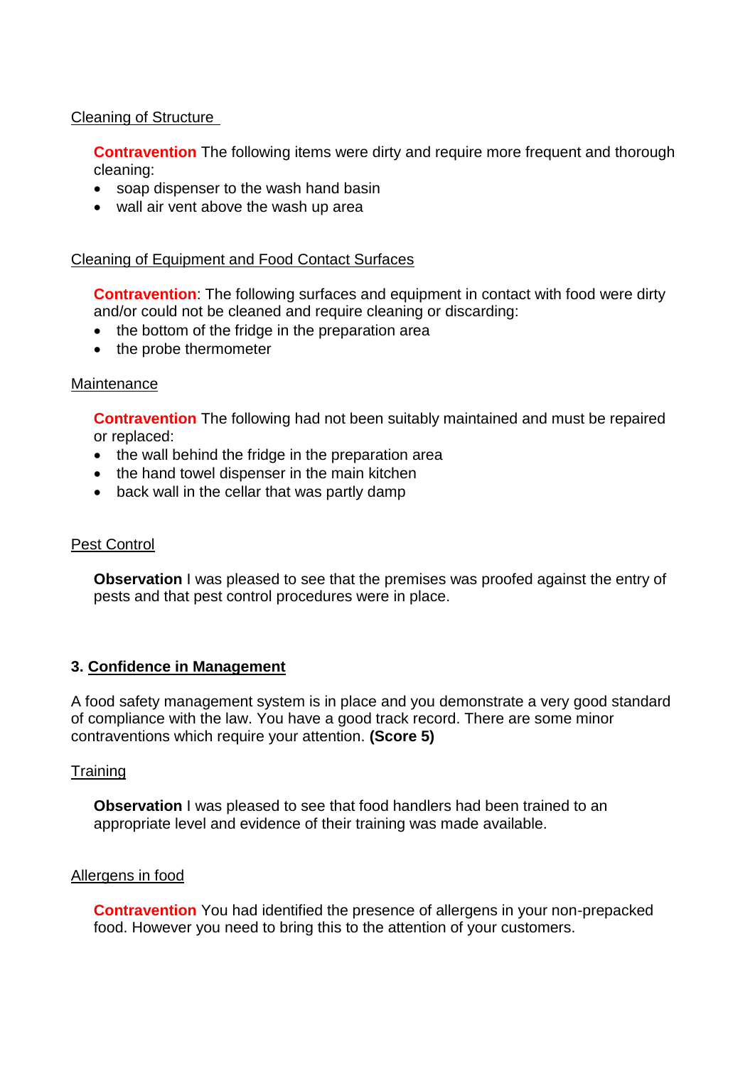Cleaning of Structure

**Contravention** The following items were dirty and require more frequent and thorough cleaning:

- soap dispenser to the wash hand basin
- wall air vent above the wash up area

Cleaning of Equipment and Food Contact Surfaces

**Contravention**: The following surfaces and equipment in contact with food were dirty and/or could not be cleaned and require cleaning or discarding:

- the bottom of the fridge in the preparation area
- the probe thermometer

Maintenance

**Contravention** The following had not been suitably maintained and must be repaired or replaced:

- the wall behind the fridge in the preparation area
- the hand towel dispenser in the main kitchen
- back wall in the cellar that was partly damp

Pest Control

**Observation** I was pleased to see that the premises was proofed against the entry of pests and that pest control procedures were in place.

## 3. Confidence in Management

A food safety management system is in place and you demonstrate a very good standard of compliance with the law. You have a good track record. There are some minor contraventions which require your attention. **(Score 5)**

Training

**Observation** I was pleased to see that food handlers had been trained to an appropriate level and evidence of their training was made available.

Allergens in food

**Contravention** You had identified the presence of allergens in your non-prepacked food. However you need to bring this to the attention of your customers.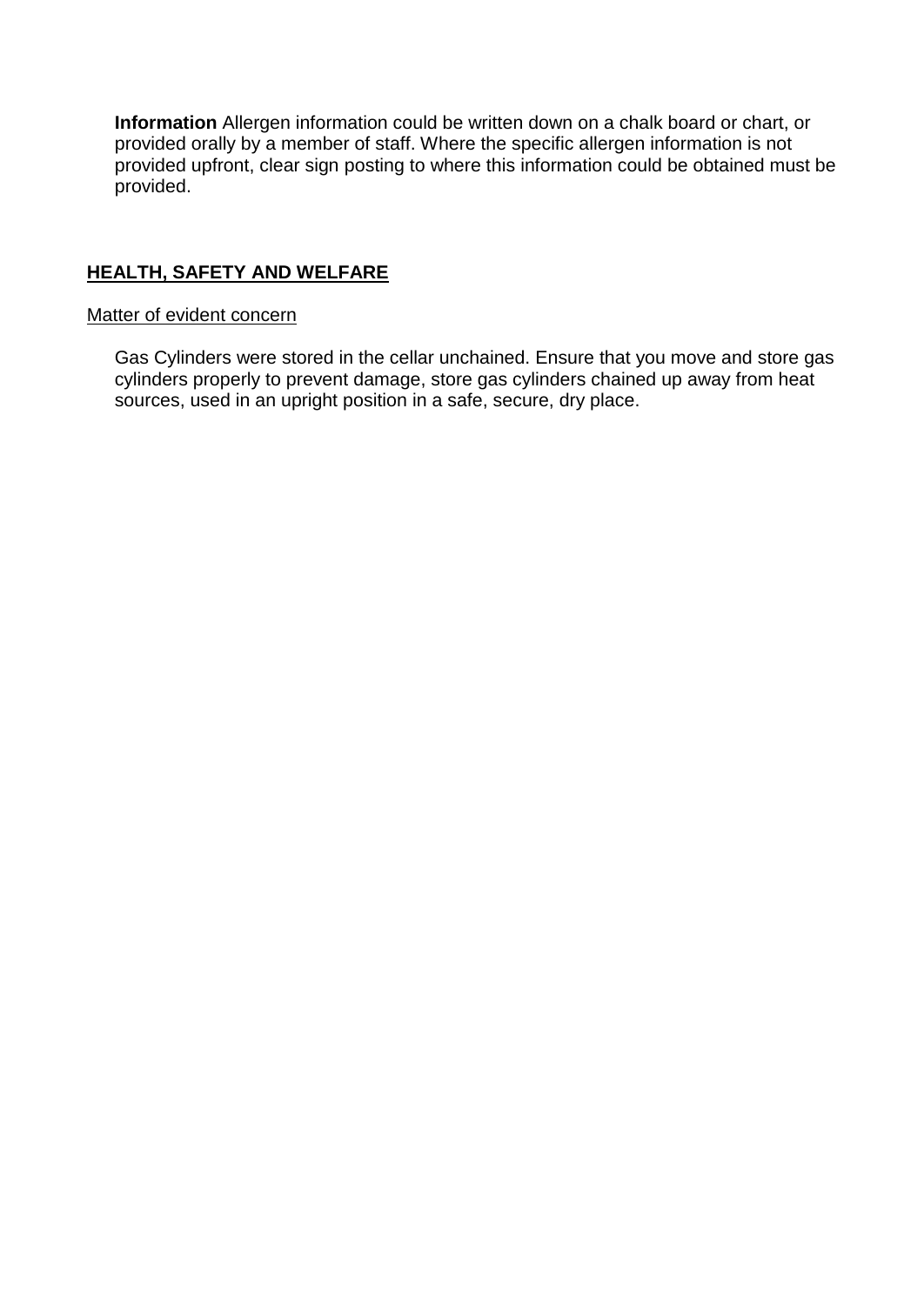**Information** Allergen information could be written down on a chalk board or chart, or provided orally by a member of staff. Where the specific allergen information is not provided upfront, clear sign posting to where this information could be obtained must be provided.

## HEALTH, SAFETY AND WELFARE

Matter of evident concern

Gas Cylinders were stored in the cellar unchained. Ensure that you move and store gas cylinders properly to prevent damage, store gas cylinders chained up away from heat sources, used in an upright position in a safe, secure, dry place.